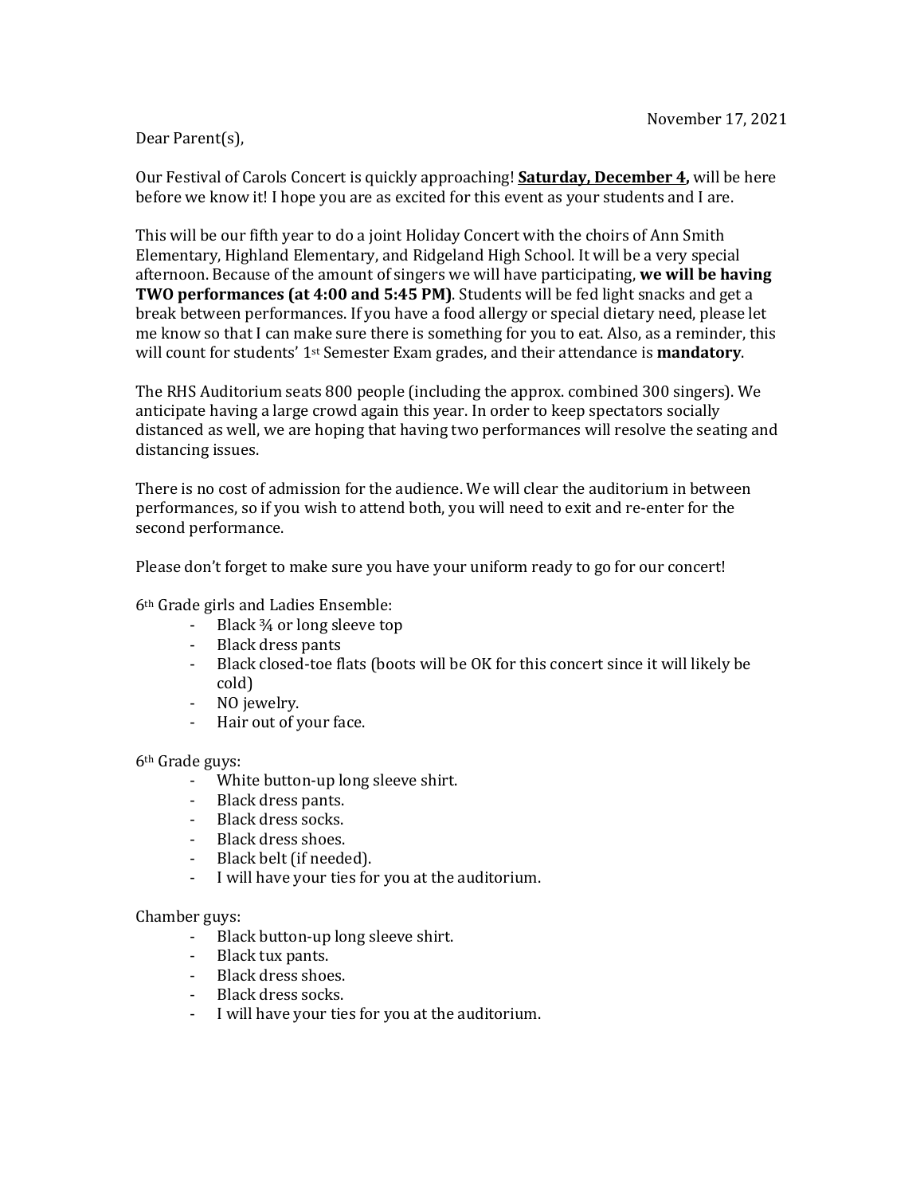November 17, 2021

Dear Parent(s),

Our Festival of Carols Concert is quickly approaching! **Saturday, December 4,** will be here before we know it! I hope you are as excited for this event as your students and I are.

This will be our fifth year to do a joint Holiday Concert with the choirs of Ann Smith Elementary, Highland Elementary, and Ridgeland High School. It will be a very special afternoon. Because of the amount of singers we will have participating, **we will be having TWO performances (at 4:00 and 5:45 PM)**. Students will be fed light snacks and get a break between performances. If you have a food allergy or special dietary need, please let me know so that I can make sure there is something for you to eat. Also, as a reminder, this will count for students' 1st Semester Exam grades, and their attendance is **mandatory**.

The RHS Auditorium seats 800 people (including the approx. combined 300 singers). We anticipate having a large crowd again this year. In order to keep spectators socially distanced as well, we are hoping that having two performances will resolve the seating and distancing issues.

There is no cost of admission for the audience. We will clear the auditorium in between performances, so if you wish to attend both, you will need to exit and re-enter for the second performance.

Please don't forget to make sure you have your uniform ready to go for our concert!

6th Grade girls and Ladies Ensemble:

- Black ¾ or long sleeve top
- Black dress pants
- Black closed-toe flats (boots will be OK for this concert since it will likely be cold)
- NO jewelry.
- Hair out of your face.

6th Grade guys:

- White button-up long sleeve shirt.
- Black dress pants.
- Black dress socks.
- Black dress shoes.
- Black belt (if needed).
- I will have your ties for you at the auditorium.

Chamber guys:

- Black button-up long sleeve shirt.
- Black tux pants.
- Black dress shoes.
- Black dress socks.
- I will have your ties for you at the auditorium.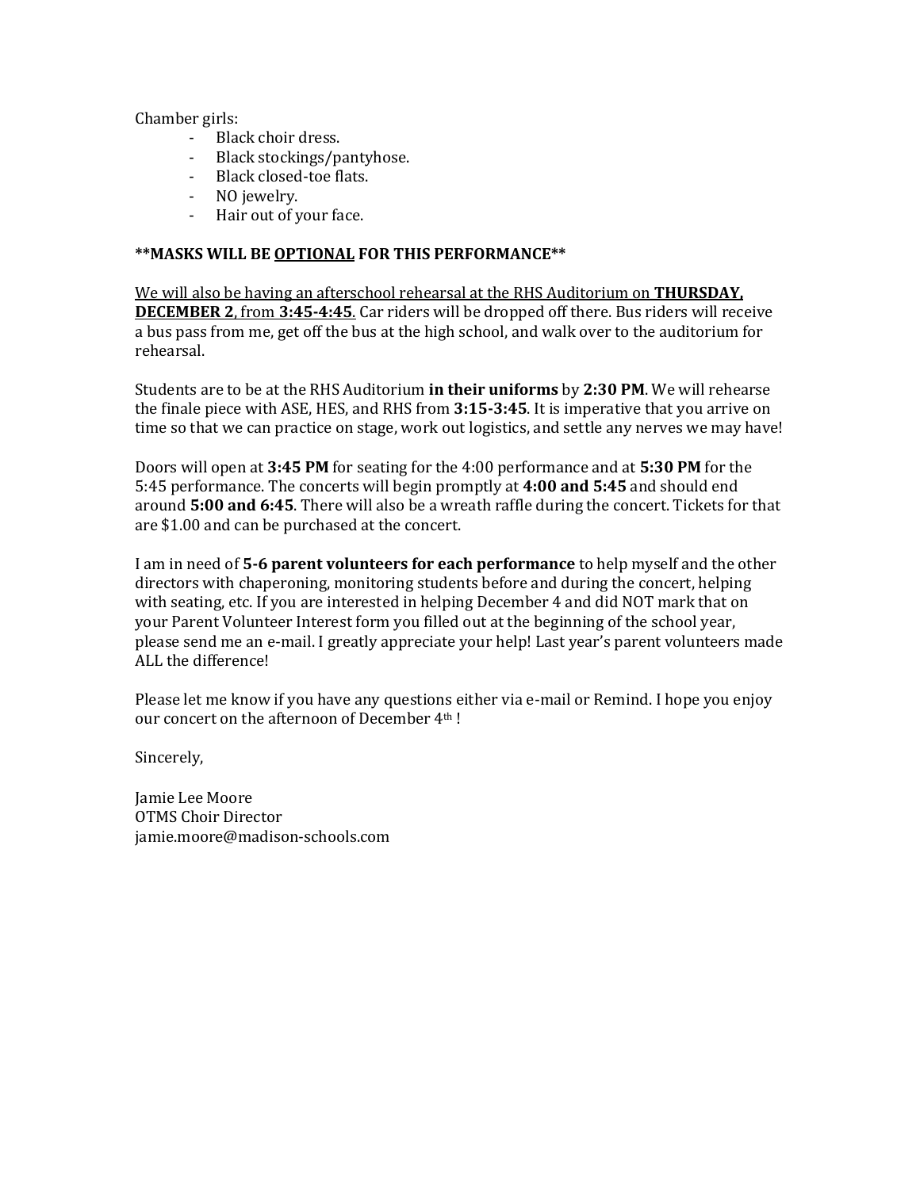Chamber girls:

- Black choir dress.
- Black stockings/pantyhose.
- Black closed-toe flats.
- NO jewelry.
- Hair out of your face.

****MASKS WILL BE <u>OPTIONAL</u> FOR THIS PERFORMANCE****

<u>We will also be having an afterschool rehearsal at the RHS Auditorium on **THURSDAY, DECEMBER 2**, from **3:45-4:45**.</u> Car riders will be dropped off there. Bus riders will receive a bus pass from me, get off the bus at the high school, and walk over to the auditorium for rehearsal.

Students are to be at the RHS Auditorium **in their uniforms** by **2:30 PM**. We will rehearse the finale piece with ASE, HES, and RHS from **3:15-3:45**. It is imperative that you arrive on time so that we can practice on stage, work out logistics, and settle any nerves we may have!

Doors will open at **3:45 PM** for seating for the 4:00 performance and at **5:30 PM** for the 5:45 performance. The concerts will begin promptly at **4:00 and 5:45** and should end around **5:00 and 6:45**. There will also be a wreath raffle during the concert. Tickets for that are $1.00 and can be purchased at the concert.

I am in need of **5-6 parent volunteers for each performance** to help myself and the other directors with chaperoning, monitoring students before and during the concert, helping with seating, etc. If you are interested in helping December 4 and did NOT mark that on your Parent Volunteer Interest form you filled out at the beginning of the school year, please send me an e-mail. I greatly appreciate your help! Last year's parent volunteers made ALL the difference!

Please let me know if you have any questions either via e-mail or Remind. I hope you enjoy our concert on the afternoon of December 4th !

Sincerely,

Jamie Lee Moore
OTMS Choir Director
jamie.moore@madison-schools.com